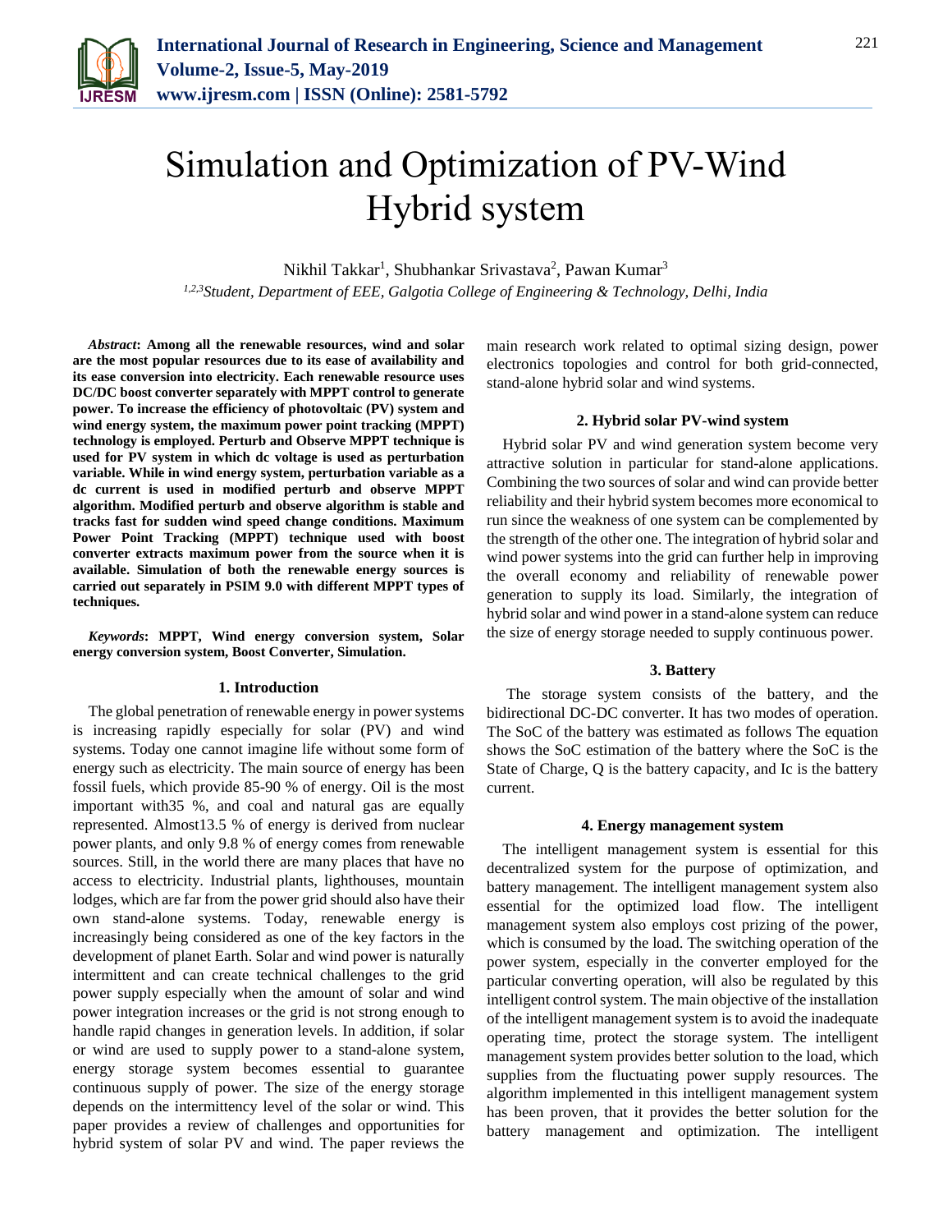# Simulation and Optimization of PV-Wind Hybrid system

Nikhil Takkar[1], Shubhankar Srivastava[2], Pawan Kumar[3]

[1,2,3]*Student, Department of EEE, Galgotia College of Engineering & Technology, Delhi, India*

***Abstract*: Among all the renewable resources, wind and solar are the most popular resources due to its ease of availability and its ease conversion into electricity. Each renewable resource uses DC/DC boost converter separately with MPPT control to generate power. To increase the efficiency of photovoltaic (PV) system and wind energy system, the maximum power point tracking (MPPT) technology is employed. Perturb and Observe MPPT technique is used for PV system in which dc voltage is used as perturbation variable. While in wind energy system, perturbation variable as a dc current is used in modified perturb and observe MPPT algorithm. Modified perturb and observe algorithm is stable and tracks fast for sudden wind speed change conditions. Maximum Power Point Tracking (MPPT) technique used with boost converter extracts maximum power from the source when it is available. Simulation of both the renewable energy sources is carried out separately in PSIM 9.0 with different MPPT types of techniques.**

***Keywords*: MPPT, Wind energy conversion system, Solar energy conversion system, Boost Converter, Simulation.**

## 1. Introduction

The global penetration of renewable energy in power systems is increasing rapidly especially for solar (PV) and wind systems. Today one cannot imagine life without some form of energy such as electricity. The main source of energy has been fossil fuels, which provide 85-90 % of energy. Oil is the most important with35 %, and coal and natural gas are equally represented. Almost13.5 % of energy is derived from nuclear power plants, and only 9.8 % of energy comes from renewable sources. Still, in the world there are many places that have no access to electricity. Industrial plants, lighthouses, mountain lodges, which are far from the power grid should also have their own stand-alone systems. Today, renewable energy is increasingly being considered as one of the key factors in the development of planet Earth. Solar and wind power is naturally intermittent and can create technical challenges to the grid power supply especially when the amount of solar and wind power integration increases or the grid is not strong enough to handle rapid changes in generation levels. In addition, if solar or wind are used to supply power to a stand-alone system, energy storage system becomes essential to guarantee continuous supply of power. The size of the energy storage depends on the intermittency level of the solar or wind. This paper provides a review of challenges and opportunities for hybrid system of solar PV and wind. The paper reviews the main research work related to optimal sizing design, power electronics topologies and control for both grid-connected, stand-alone hybrid solar and wind systems.

## 2. Hybrid solar PV-wind system

Hybrid solar PV and wind generation system become very attractive solution in particular for stand-alone applications. Combining the two sources of solar and wind can provide better reliability and their hybrid system becomes more economical to run since the weakness of one system can be complemented by the strength of the other one. The integration of hybrid solar and wind power systems into the grid can further help in improving the overall economy and reliability of renewable power generation to supply its load. Similarly, the integration of hybrid solar and wind power in a stand-alone system can reduce the size of energy storage needed to supply continuous power.

## 3. Battery

The storage system consists of the battery, and the bidirectional DC-DC converter. It has two modes of operation. The SoC of the battery was estimated as follows The equation shows the SoC estimation of the battery where the SoC is the State of Charge, Q is the battery capacity, and Ic is the battery current.

## 4. Energy management system

The intelligent management system is essential for this decentralized system for the purpose of optimization, and battery management. The intelligent management system also essential for the optimized load flow. The intelligent management system also employs cost prizing of the power, which is consumed by the load. The switching operation of the power system, especially in the converter employed for the particular converting operation, will also be regulated by this intelligent control system. The main objective of the installation of the intelligent management system is to avoid the inadequate operating time, protect the storage system. The intelligent management system provides better solution to the load, which supplies from the fluctuating power supply resources. The algorithm implemented in this intelligent management system has been proven, that it provides the better solution for the battery management and optimization. The intelligent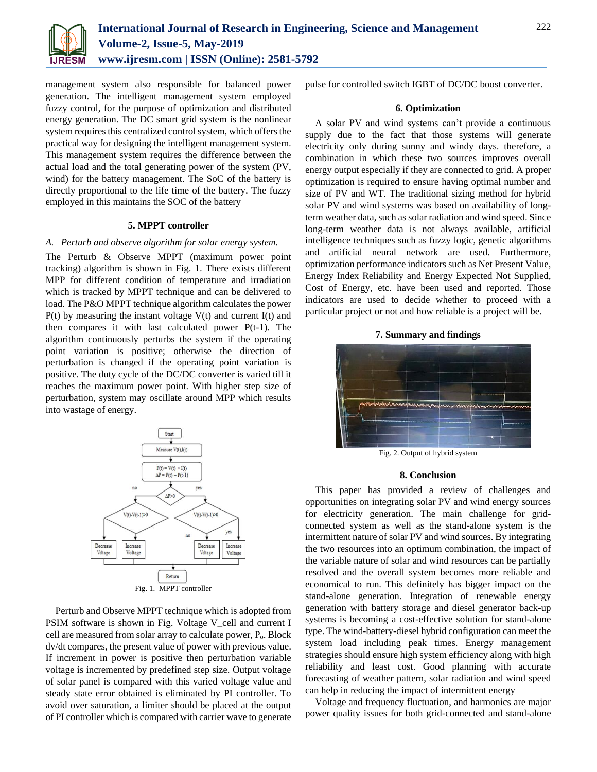management system also responsible for balanced power generation. The intelligent management system employed fuzzy control, for the purpose of optimization and distributed energy generation. The DC smart grid system is the nonlinear system requires this centralized control system, which offers the practical way for designing the intelligent management system. This management system requires the difference between the actual load and the total generating power of the system (PV, wind) for the battery management. The SoC of the battery is directly proportional to the life time of the battery. The fuzzy employed in this maintains the SOC of the battery

### 5. MPPT controller

*A. Perturb and observe algorithm for solar energy system.*

The Perturb & Observe MPPT (maximum power point tracking) algorithm is shown in Fig. 1. There exists different MPP for different condition of temperature and irradiation which is tracked by MPPT technique and can be delivered to load. The P&O MPPT technique algorithm calculates the power P(t) by measuring the instant voltage V(t) and current I(t) and then compares it with last calculated power P(t-1). The algorithm continuously perturbs the system if the operating point variation is positive; otherwise the direction of perturbation is changed if the operating point variation is positive. The duty cycle of the DC/DC converter is varied till it reaches the maximum power point. With higher step size of perturbation, system may oscillate around MPP which results into wastage of energy.

Fig. 1. MPPT controller

Perturb and Observe MPPT technique which is adopted from PSIM software is shown in Fig. Voltage V_cell and current I cell are measured from solar array to calculate power, $P_o$. Block dv/dt compares, the present value of power with previous value. If increment in power is positive then perturbation variable voltage is incremented by predefined step size. Output voltage of solar panel is compared with this varied voltage value and steady state error obtained is eliminated by PI controller. To avoid over saturation, a limiter should be placed at the output of PI controller which is compared with carrier wave to generate pulse for controlled switch IGBT of DC/DC boost converter.

### 6. Optimization

A solar PV and wind systems can't provide a continuous supply due to the fact that those systems will generate electricity only during sunny and windy days. therefore, a combination in which these two sources improves overall energy output especially if they are connected to grid. A proper optimization is required to ensure having optimal number and size of PV and WT. The traditional sizing method for hybrid solar PV and wind systems was based on availability of long-term weather data, such as solar radiation and wind speed. Since long-term weather data is not always available, artificial intelligence techniques such as fuzzy logic, genetic algorithms and artificial neural network are used. Furthermore, optimization performance indicators such as Net Present Value, Energy Index Reliability and Energy Expected Not Supplied, Cost of Energy, etc. have been used and reported. Those indicators are used to decide whether to proceed with a particular project or not and how reliable is a project will be.

### 7. Summary and findings

Fig. 2. Output of hybrid system

### 8. Conclusion

This paper has provided a review of challenges and opportunities on integrating solar PV and wind energy sources for electricity generation. The main challenge for grid-connected system as well as the stand-alone system is the intermittent nature of solar PV and wind sources. By integrating the two resources into an optimum combination, the impact of the variable nature of solar and wind resources can be partially resolved and the overall system becomes more reliable and economical to run. This definitely has bigger impact on the stand-alone generation. Integration of renewable energy generation with battery storage and diesel generator back-up systems is becoming a cost-effective solution for stand-alone type. The wind-battery-diesel hybrid configuration can meet the system load including peak times. Energy management strategies should ensure high system efficiency along with high reliability and least cost. Good planning with accurate forecasting of weather pattern, solar radiation and wind speed can help in reducing the impact of intermittent energy

Voltage and frequency fluctuation, and harmonics are major power quality issues for both grid-connected and stand-alone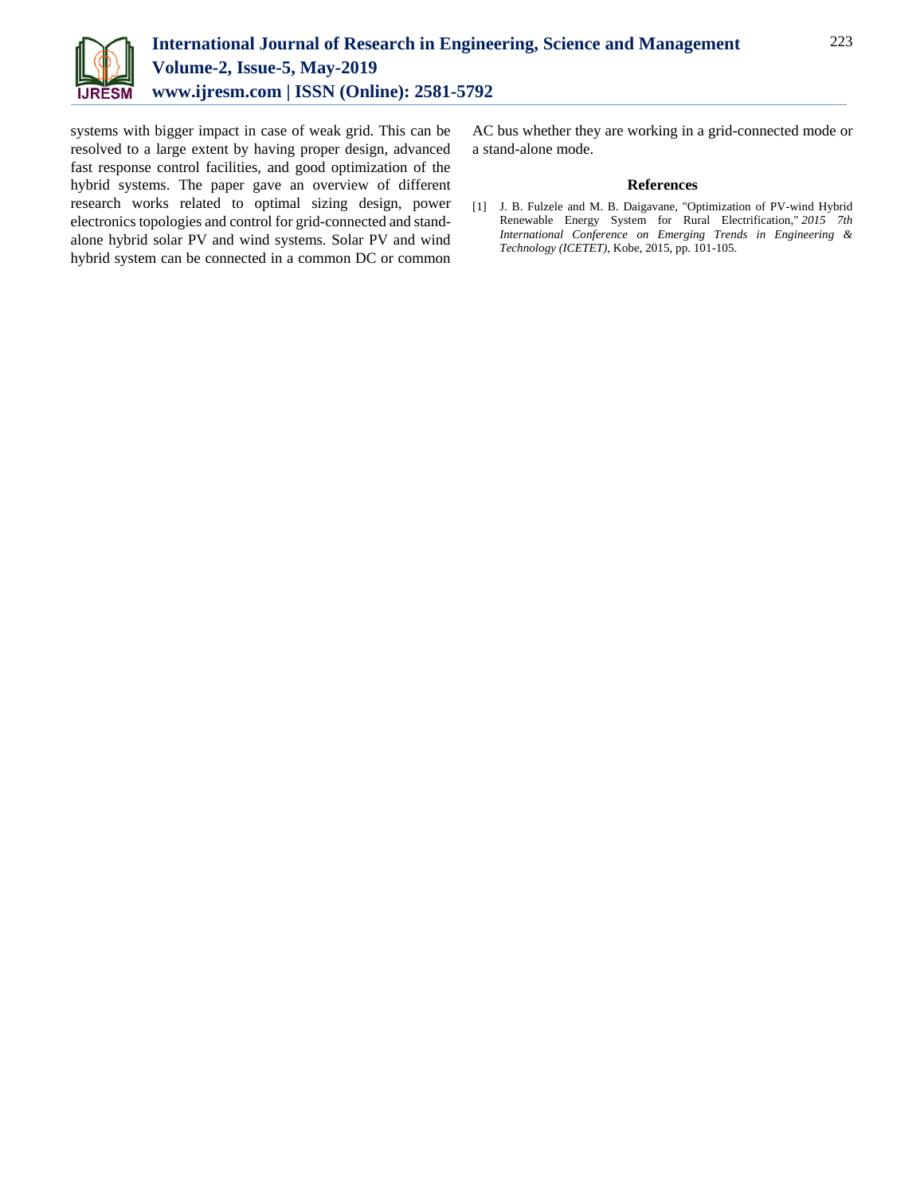systems with bigger impact in case of weak grid. This can be resolved to a large extent by having proper design, advanced fast response control facilities, and good optimization of the hybrid systems. The paper gave an overview of different research works related to optimal sizing design, power electronics topologies and control for grid-connected and stand-alone hybrid solar PV and wind systems. Solar PV and wind hybrid system can be connected in a common DC or common AC bus whether they are working in a grid-connected mode or a stand-alone mode.

## References

[1] J. B. Fulzele and M. B. Daigavane, "Optimization of PV-wind Hybrid Renewable Energy System for Rural Electrification," *2015 7th International Conference on Emerging Trends in Engineering & Technology (ICETET)*, Kobe, 2015, pp. 101-105.